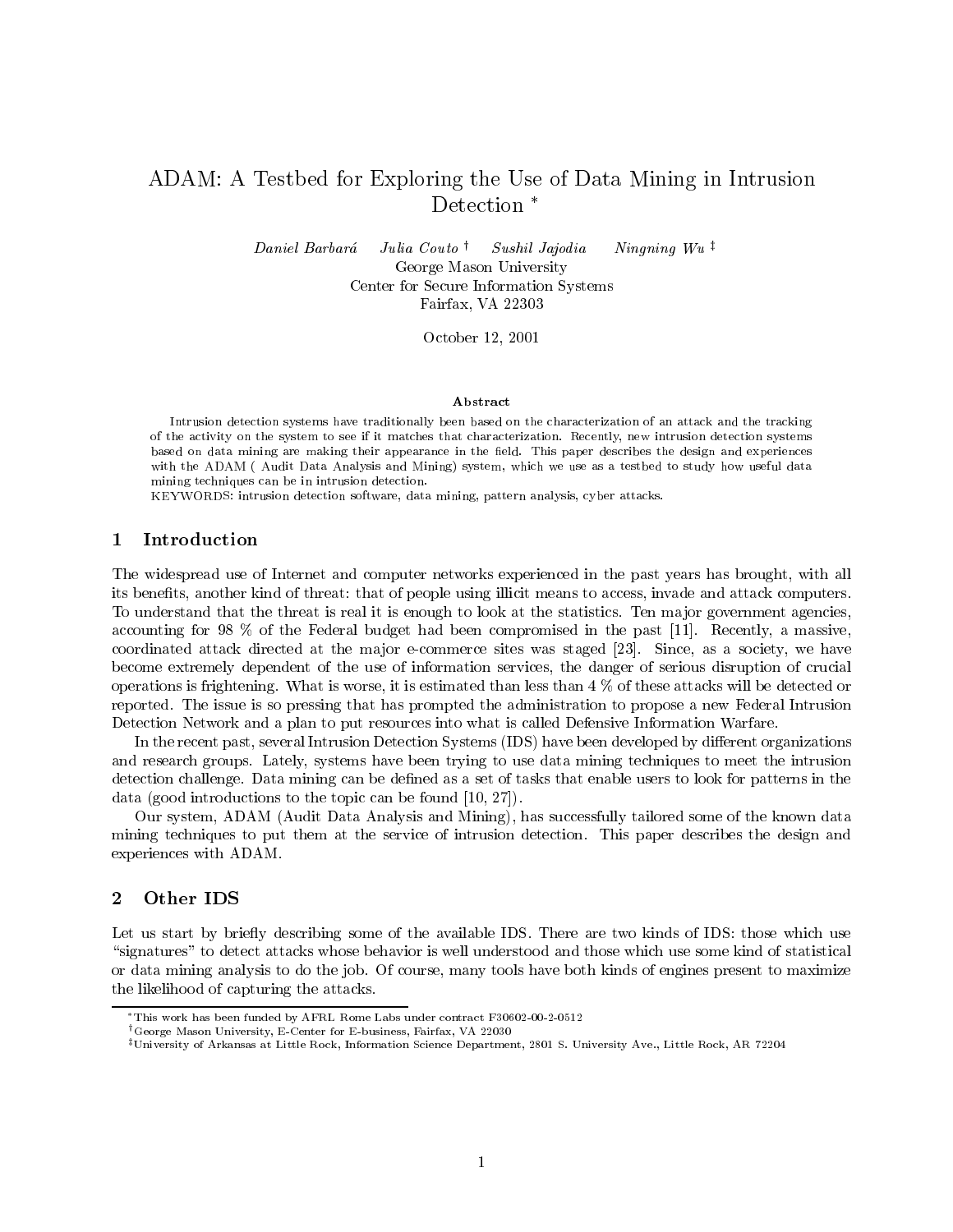# ADAM: A Testbed for Exploring the Use of Data Mining in Intrusion Detection [*]

*Daniel Barbará* *Julia Couto* [†] *Sushil Jajodia* *Ningning Wu* [‡]

George Mason University
Center for Secure Information Systems
Fairfax, VA 22303

October 12, 2001

### Abstract

Intrusion detection systems have traditionally been based on the characterization of an attack and the tracking of the activity on the system to see if it matches that characterization. Recently, new intrusion detection systems based on data mining are making their appearance in the field. This paper describes the design and experiences with the ADAM ( Audit Data Analysis and Mining) system, which we use as a testbed to study how useful data mining techniques can be in intrusion detection.

KEYWORDS: intrusion detection software, data mining, pattern analysis, cyber attacks.

## 1 Introduction

The widespread use of Internet and computer networks experienced in the past years has brought, with all its benefits, another kind of threat: that of people using illicit means to access, invade and attack computers. To understand that the threat is real it is enough to look at the statistics. Ten major government agencies, accounting for 98 % of the Federal budget had been compromised in the past [11]. Recently, a massive, coordinated attack directed at the major e-commerce sites was staged [23]. Since, as a society, we have become extremely dependent of the use of information services, the danger of serious disruption of crucial operations is frightening. What is worse, it is estimated than less than 4 % of these attacks will be detected or reported. The issue is so pressing that has prompted the administration to propose a new Federal Intrusion Detection Network and a plan to put resources into what is called Defensive Information Warfare.

In the recent past, several Intrusion Detection Systems (IDS) have been developed by different organizations and research groups. Lately, systems have been trying to use data mining techniques to meet the intrusion detection challenge. Data mining can be defined as a set of tasks that enable users to look for patterns in the data (good introductions to the topic can be found [10, 27]).

Our system, ADAM (Audit Data Analysis and Mining), has successfully tailored some of the known data mining techniques to put them at the service of intrusion detection. This paper describes the design and experiences with ADAM.

## 2 Other IDS

Let us start by briefly describing some of the available IDS. There are two kinds of IDS: those which use "signatures" to detect attacks whose behavior is well understood and those which use some kind of statistical or data mining analysis to do the job. Of course, many tools have both kinds of engines present to maximize the likelihood of capturing the attacks.

---

[*] This work has been funded by AFRL Rome Labs under contract F30602-00-2-0512

[†] George Mason University, E-Center for E-business, Fairfax, VA 22030

[‡] University of Arkansas at Little Rock, Information Science Department, 2801 S. University Ave., Little Rock, AR 72204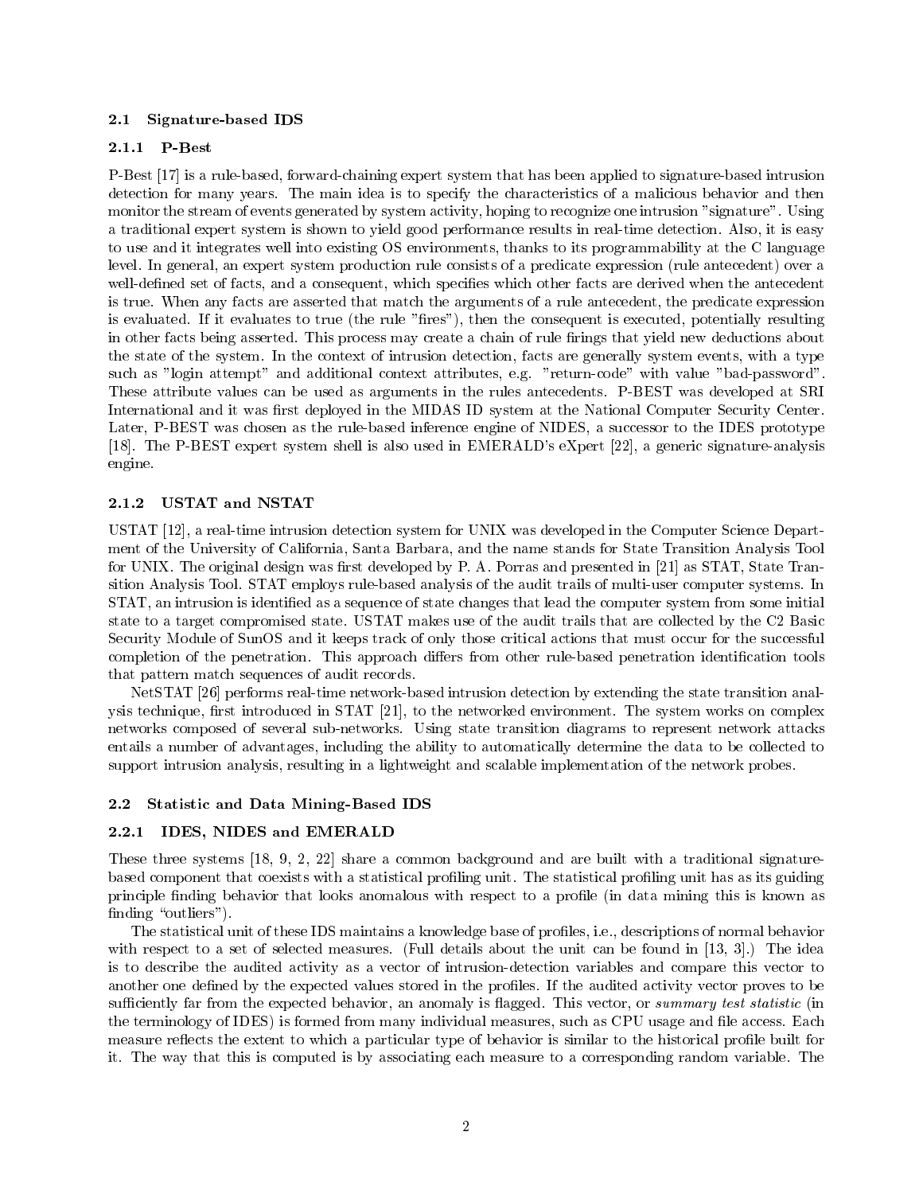### 2.1 Signature-based IDS

#### 2.1.1 P-Best

P-Best [17] is a rule-based, forward-chaining expert system that has been applied to signature-based intrusion detection for many years. The main idea is to specify the characteristics of a malicious behavior and then monitor the stream of events generated by system activity, hoping to recognize one intrusion "signature". Using a traditional expert system is shown to yield good performance results in real-time detection. Also, it is easy to use and it integrates well into existing OS environments, thanks to its programmability at the C language level. In general, an expert system production rule consists of a predicate expression (rule antecedent) over a well-defined set of facts, and a consequent, which specifies which other facts are derived when the antecedent is true. When any facts are asserted that match the arguments of a rule antecedent, the predicate expression is evaluated. If it evaluates to true (the rule "fires"), then the consequent is executed, potentially resulting in other facts being asserted. This process may create a chain of rule firings that yield new deductions about the state of the system. In the context of intrusion detection, facts are generally system events, with a type such as "login attempt" and additional context attributes, e.g. "return-code" with value "bad-password". These attribute values can be used as arguments in the rules antecedents. P-BEST was developed at SRI International and it was first deployed in the MIDAS ID system at the National Computer Security Center. Later, P-BEST was chosen as the rule-based inference engine of NIDES, a successor to the IDES prototype [18]. The P-BEST expert system shell is also used in EMERALD's eXpert [22], a generic signature-analysis engine.

#### 2.1.2 USTAT and NSTAT

USTAT [12], a real-time intrusion detection system for UNIX was developed in the Computer Science Department of the University of California, Santa Barbara, and the name stands for State Transition Analysis Tool for UNIX. The original design was first developed by P. A. Porras and presented in [21] as STAT, State Transition Analysis Tool. STAT employs rule-based analysis of the audit trails of multi-user computer systems. In STAT, an intrusion is identified as a sequence of state changes that lead the computer system from some initial state to a target compromised state. USTAT makes use of the audit trails that are collected by the C2 Basic Security Module of SunOS and it keeps track of only those critical actions that must occur for the successful completion of the penetration. This approach differs from other rule-based penetration identification tools that pattern match sequences of audit records.

NetSTAT [26] performs real-time network-based intrusion detection by extending the state transition analysis technique, first introduced in STAT [21], to the networked environment. The system works on complex networks composed of several sub-networks. Using state transition diagrams to represent network attacks entails a number of advantages, including the ability to automatically determine the data to be collected to support intrusion analysis, resulting in a lightweight and scalable implementation of the network probes.

### 2.2 Statistic and Data Mining-Based IDS

#### 2.2.1 IDES, NIDES and EMERALD

These three systems [18, 9, 2, 22] share a common background and are built with a traditional signature-based component that coexists with a statistical profiling unit. The statistical profiling unit has as its guiding principle finding behavior that looks anomalous with respect to a profile (in data mining this is known as finding "outliers").

The statistical unit of these IDS maintains a knowledge base of profiles, i.e., descriptions of normal behavior with respect to a set of selected measures. (Full details about the unit can be found in [13, 3].) The idea is to describe the audited activity as a vector of intrusion-detection variables and compare this vector to another one defined by the expected values stored in the profiles. If the audited activity vector proves to be sufficiently far from the expected behavior, an anomaly is flagged. This vector, or *summary test statistic* (in the terminology of IDES) is formed from many individual measures, such as CPU usage and file access. Each measure reflects the extent to which a particular type of behavior is similar to the historical profile built for it. The way that this is computed is by associating each measure to a corresponding random variable. The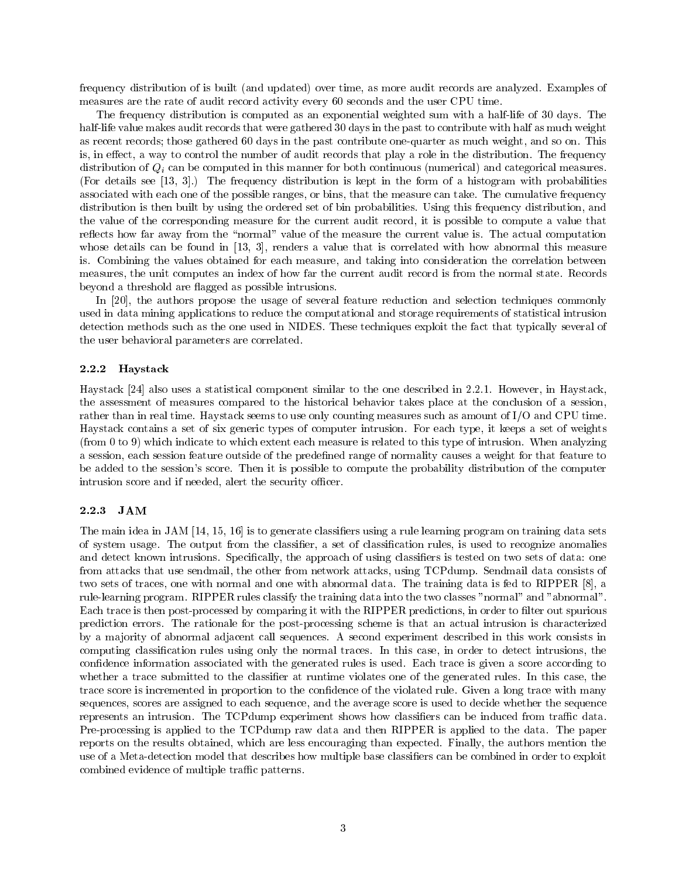frequency distribution of is built (and updated) over time, as more audit records are analyzed. Examples of measures are the rate of audit record activity every 60 seconds and the user CPU time.

The frequency distribution is computed as an exponential weighted sum with a half-life of 30 days. The half-life value makes audit records that were gathered 30 days in the past to contribute with half as much weight as recent records; those gathered 60 days in the past contribute one-quarter as much weight, and so on. This is, in effect, a way to control the number of audit records that play a role in the distribution. The frequency distribution of $Q_i$ can be computed in this manner for both continuous (numerical) and categorical measures. (For details see [13, 3].) The frequency distribution is kept in the form of a histogram with probabilities associated with each one of the possible ranges, or bins, that the measure can take. The cumulative frequency distribution is then built by using the ordered set of bin probabilities. Using this frequency distribution, and the value of the corresponding measure for the current audit record, it is possible to compute a value that reflects how far away from the "normal" value of the measure the current value is. The actual computation whose details can be found in [13, 3], renders a value that is correlated with how abnormal this measure is. Combining the values obtained for each measure, and taking into consideration the correlation between measures, the unit computes an index of how far the current audit record is from the normal state. Records beyond a threshold are flagged as possible intrusions.

In [20], the authors propose the usage of several feature reduction and selection techniques commonly used in data mining applications to reduce the computational and storage requirements of statistical intrusion detection methods such as the one used in NIDES. These techniques exploit the fact that typically several of the user behavioral parameters are correlated.

### 2.2.2 Haystack

Haystack [24] also uses a statistical component similar to the one described in 2.2.1. However, in Haystack, the assessment of measures compared to the historical behavior takes place at the conclusion of a session, rather than in real time. Haystack seems to use only counting measures such as amount of I/O and CPU time. Haystack contains a set of six generic types of computer intrusion. For each type, it keeps a set of weights (from 0 to 9) which indicate to which extent each measure is related to this type of intrusion. When analyzing a session, each session feature outside of the predefined range of normality causes a weight for that feature to be added to the session's score. Then it is possible to compute the probability distribution of the computer intrusion score and if needed, alert the security officer.

### 2.2.3 JAM

The main idea in JAM [14, 15, 16] is to generate classifiers using a rule learning program on training data sets of system usage. The output from the classifier, a set of classification rules, is used to recognize anomalies and detect known intrusions. Specifically, the approach of using classifiers is tested on two sets of data: one from attacks that use sendmail, the other from network attacks, using TCPdump. Sendmail data consists of two sets of traces, one with normal and one with abnormal data. The training data is fed to RIPPER [8], a rule-learning program. RIPPER rules classify the training data into the two classes "normal" and "abnormal". Each trace is then post-processed by comparing it with the RIPPER predictions, in order to filter out spurious prediction errors. The rationale for the post-processing scheme is that an actual intrusion is characterized by a majority of abnormal adjacent call sequences. A second experiment described in this work consists in computing classification rules using only the normal traces. In this case, in order to detect intrusions, the confidence information associated with the generated rules is used. Each trace is given a score according to whether a trace submitted to the classifier at runtime violates one of the generated rules. In this case, the trace score is incremented in proportion to the confidence of the violated rule. Given a long trace with many sequences, scores are assigned to each sequence, and the average score is used to decide whether the sequence represents an intrusion. The TCPdump experiment shows how classifiers can be induced from traffic data. Pre-processing is applied to the TCPdump raw data and then RIPPER is applied to the data. The paper reports on the results obtained, which are less encouraging than expected. Finally, the authors mention the use of a Meta-detection model that describes how multiple base classifiers can be combined in order to exploit combined evidence of multiple traffic patterns.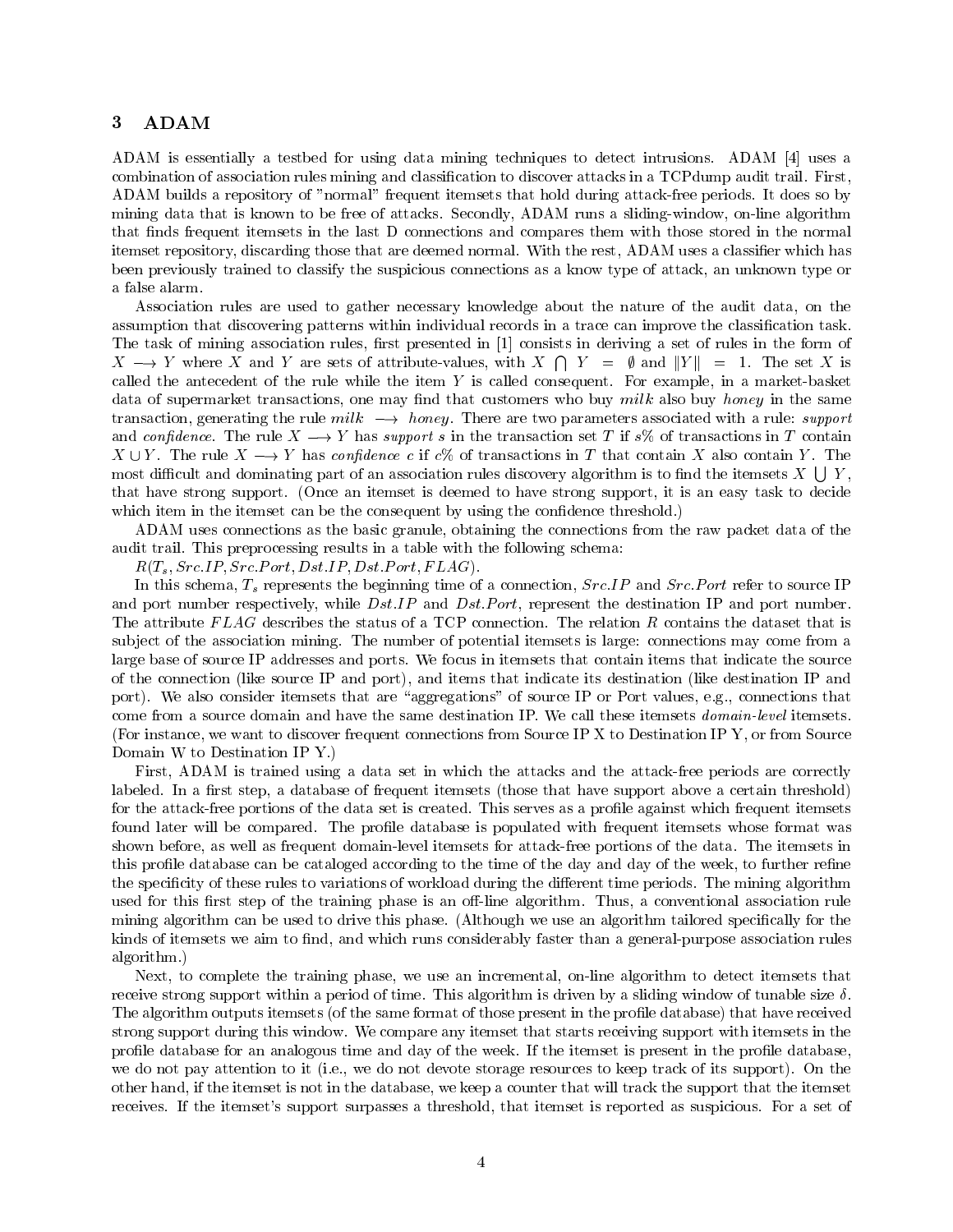## 3 ADAM

ADAM is essentially a testbed for using data mining techniques to detect intrusions. ADAM [4] uses a combination of association rules mining and classification to discover attacks in a TCPdump audit trail. First, ADAM builds a repository of "normal" frequent itemsets that hold during attack-free periods. It does so by mining data that is known to be free of attacks. Secondly, ADAM runs a sliding-window, on-line algorithm that finds frequent itemsets in the last D connections and compares them with those stored in the normal itemset repository, discarding those that are deemed normal. With the rest, ADAM uses a classifier which has been previously trained to classify the suspicious connections as a know type of attack, an unknown type or a false alarm.

Association rules are used to gather necessary knowledge about the nature of the audit data, on the assumption that discovering patterns within individual records in a trace can improve the classification task. The task of mining association rules, first presented in [1] consists in deriving a set of rules in the form of $X \longrightarrow Y$ where $X$ and $Y$ are sets of attribute-values, with $X \bigcap Y = \emptyset$ and $\|Y\| = 1$. The set $X$ is called the antecedent of the rule while the item $Y$ is called consequent. For example, in a market-basket data of supermarket transactions, one may find that customers who buy *milk* also buy *honey* in the same transaction, generating the rule $milk \longrightarrow honey$. There are two parameters associated with a rule: *support* and *confidence*. The rule $X \longrightarrow Y$ has *support* $s$ in the transaction set $T$ if $s$% of transactions in $T$ contain $X \cup Y$. The rule $X \longrightarrow Y$ has *confidence* $c$ if $c$% of transactions in $T$ that contain $X$ also contain $Y$. The most difficult and dominating part of an association rules discovery algorithm is to find the itemsets $X \bigcup Y$, that have strong support. (Once an itemset is deemed to have strong support, it is an easy task to decide which item in the itemset can be the consequent by using the confidence threshold.)

ADAM uses connections as the basic granule, obtaining the connections from the raw packet data of the audit trail. This preprocessing results in a table with the following schema:

$R(T_s, Src.IP, Src.Port, Dst.IP, Dst.Port, FLAG)$.

In this schema, $T_s$ represents the beginning time of a connection, $Src.IP$ and $Src.Port$ refer to source IP and port number respectively, while $Dst.IP$ and $Dst.Port$, represent the destination IP and port number. The attribute $FLAG$ describes the status of a TCP connection. The relation $R$ contains the dataset that is subject of the association mining. The number of potential itemsets is large: connections may come from a large base of source IP addresses and ports. We focus in itemsets that contain items that indicate the source of the connection (like source IP and port), and items that indicate its destination (like destination IP and port). We also consider itemsets that are "aggregations" of source IP or Port values, e.g., connections that come from a source domain and have the same destination IP. We call these itemsets *domain-level* itemsets. (For instance, we want to discover frequent connections from Source IP X to Destination IP Y, or from Source Domain W to Destination IP Y.)

First, ADAM is trained using a data set in which the attacks and the attack-free periods are correctly labeled. In a first step, a database of frequent itemsets (those that have support above a certain threshold) for the attack-free portions of the data set is created. This serves as a profile against which frequent itemsets found later will be compared. The profile database is populated with frequent itemsets whose format was shown before, as well as frequent domain-level itemsets for attack-free portions of the data. The itemsets in this profile database can be cataloged according to the time of the day and day of the week, to further refine the specificity of these rules to variations of workload during the different time periods. The mining algorithm used for this first step of the training phase is an off-line algorithm. Thus, a conventional association rule mining algorithm can be used to drive this phase. (Although we use an algorithm tailored specifically for the kinds of itemsets we aim to find, and which runs considerably faster than a general-purpose association rules algorithm.)

Next, to complete the training phase, we use an incremental, on-line algorithm to detect itemsets that receive strong support within a period of time. This algorithm is driven by a sliding window of tunable size $\delta$. The algorithm outputs itemsets (of the same format of those present in the profile database) that have received strong support during this window. We compare any itemset that starts receiving support with itemsets in the profile database for an analogous time and day of the week. If the itemset is present in the profile database, we do not pay attention to it (i.e., we do not devote storage resources to keep track of its support). On the other hand, if the itemset is not in the database, we keep a counter that will track the support that the itemset receives. If the itemset's support surpasses a threshold, that itemset is reported as suspicious. For a set of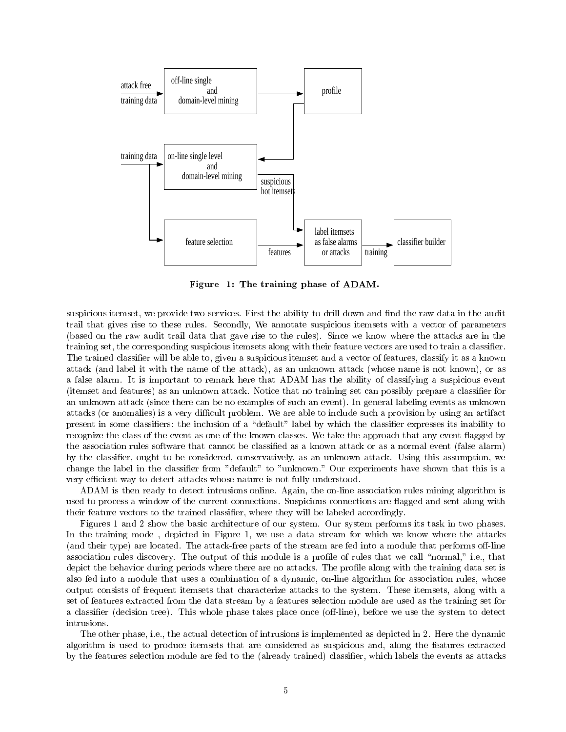attack free training data

off-line single and domain-level mining

profile

training data

on-line single level and domain-level mining

suspicious hot itemsets

feature selection

features

label itemsets as false alarms or attacks

training

classifier builder

**Figure 1: The training phase of ADAM.**

suspicious itemset, we provide two services. First the ability to drill down and find the raw data in the audit trail that gives rise to these rules. Secondly, We annotate suspicious itemsets with a vector of parameters (based on the raw audit trail data that gave rise to the rules). Since we know where the attacks are in the training set, the corresponding suspicious itemsets along with their feature vectors are used to train a classifier. The trained classifier will be able to, given a suspicious itemset and a vector of features, classify it as a known attack (and label it with the name of the attack), as an unknown attack (whose name is not known), or as a false alarm. It is important to remark here that ADAM has the ability of classifying a suspicious event (itemset and features) as an unknown attack. Notice that no training set can possibly prepare a classifier for an unknown attack (since there can be no examples of such an event). In general labeling events as unknown attacks (or anomalies) is a very difficult problem. We are able to include such a provision by using an artifact present in some classifiers: the inclusion of a "default" label by which the classifier expresses its inability to recognize the class of the event as one of the known classes. We take the approach that any event flagged by the association rules software that cannot be classified as a known attack or as a normal event (false alarm) by the classifier, ought to be considered, conservatively, as an unknown attack. Using this assumption, we change the label in the classifier from "default" to "unknown." Our experiments have shown that this is a very efficient way to detect attacks whose nature is not fully understood.

ADAM is then ready to detect intrusions online. Again, the on-line association rules mining algorithm is used to process a window of the current connections. Suspicious connections are flagged and sent along with their feature vectors to the trained classifier, where they will be labeled accordingly.

Figures 1 and 2 show the basic architecture of our system. Our system performs its task in two phases. In the training mode , depicted in Figure 1, we use a data stream for which we know where the attacks (and their type) are located. The attack-free parts of the stream are fed into a module that performs off-line association rules discovery. The output of this module is a profile of rules that we call "normal," i.e., that depict the behavior during periods where there are no attacks. The profile along with the training data set is also fed into a module that uses a combination of a dynamic, on-line algorithm for association rules, whose output consists of frequent itemsets that characterize attacks to the system. These itemsets, along with a set of features extracted from the data stream by a features selection module are used as the training set for a classifier (decision tree). This whole phase takes place once (off-line), before we use the system to detect intrusions.

The other phase, i.e., the actual detection of intrusions is implemented as depicted in 2. Here the dynamic algorithm is used to produce itemsets that are considered as suspicious and, along the features extracted by the features selection module are fed to the (already trained) classifier, which labels the events as attacks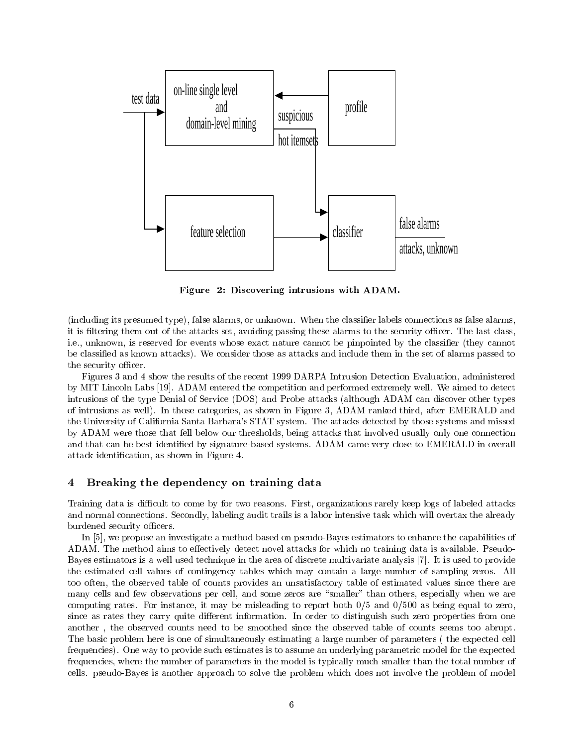test data

on-line single level and domain-level mining

profile

suspicious

hot itemsets

feature selection

classifier

false alarms

attacks, unknown

**Figure 2: Discovering intrusions with ADAM.**

(including its presumed type), false alarms, or unknown. When the classifier labels connections as false alarms, it is filtering them out of the attacks set, avoiding passing these alarms to the security officer. The last class, i.e., unknown, is reserved for events whose exact nature cannot be pinpointed by the classifier (they cannot be classified as known attacks). We consider those as attacks and include them in the set of alarms passed to the security officer.

Figures 3 and 4 show the results of the recent 1999 DARPA Intrusion Detection Evaluation, administered by MIT Lincoln Labs [19]. ADAM entered the competition and performed extremely well. We aimed to detect intrusions of the type Denial of Service (DOS) and Probe attacks (although ADAM can discover other types of intrusions as well). In those categories, as shown in Figure 3, ADAM ranked third, after EMERALD and the University of California Santa Barbara's STAT system. The attacks detected by those systems and missed by ADAM were those that fell below our thresholds, being attacks that involved usually only one connection and that can be best identified by signature-based systems. ADAM came very close to EMERALD in overall attack identification, as shown in Figure 4.

## 4 Breaking the dependency on training data

Training data is difficult to come by for two reasons. First, organizations rarely keep logs of labeled attacks and normal connections. Secondly, labeling audit trails is a labor intensive task which will overtax the already burdened security officers.

In [5], we propose an investigate a method based on pseudo-Bayes estimators to enhance the capabilities of ADAM. The method aims to effectively detect novel attacks for which no training data is available. Pseudo-Bayes estimators is a well used technique in the area of discrete multivariate analysis [7]. It is used to provide the estimated cell values of contingency tables which may contain a large number of sampling zeros. All too often, the observed table of counts provides an unsatisfactory table of estimated values since there are many cells and few observations per cell, and some zeros are "smaller" than others, especially when we are computing rates. For instance, it may be misleading to report both 0/5 and 0/500 as being equal to zero, since as rates they carry quite different information. In order to distinguish such zero properties from one another , the observed counts need to be smoothed since the observed table of counts seems too abrupt. The basic problem here is one of simultaneously estimating a large number of parameters ( the expected cell frequencies). One way to provide such estimates is to assume an underlying parametric model for the expected frequencies, where the number of parameters in the model is typically much smaller than the total number of cells. pseudo-Bayes is another approach to solve the problem which does not involve the problem of model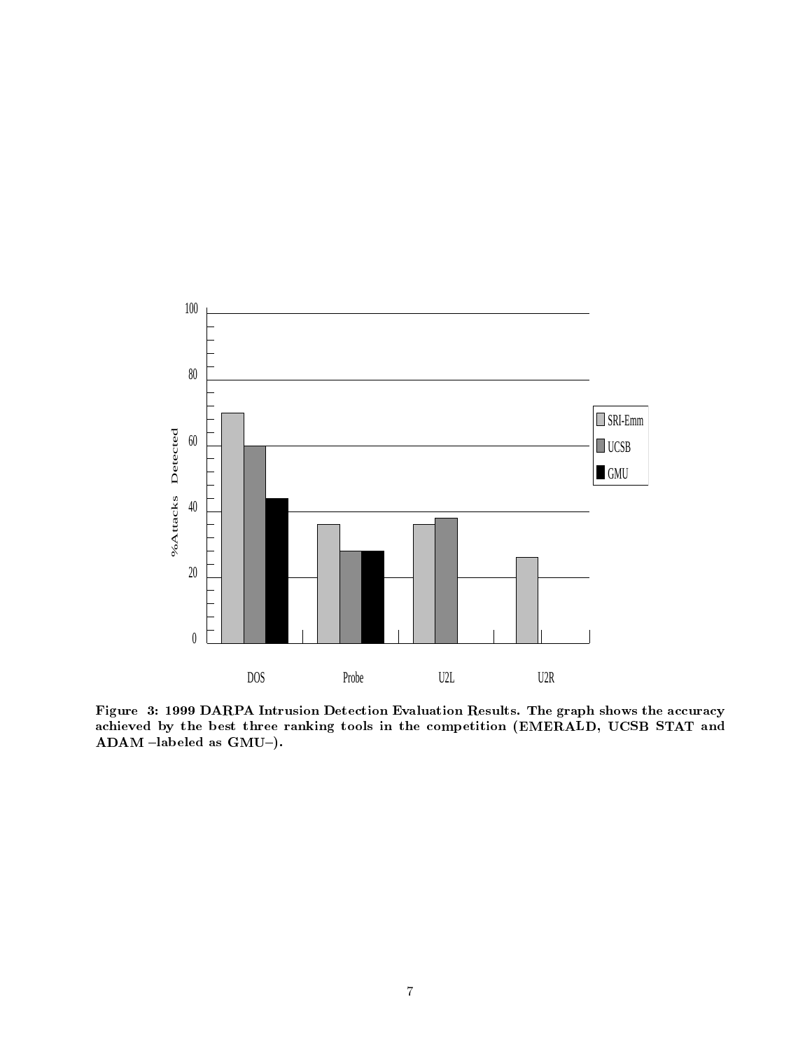Figure 3: 1999 DARPA Intrusion Detection Evaluation Results. The graph shows the accuracy achieved by the best three ranking tools in the competition (EMERALD, UCSB STAT and ADAM –labeled as GMU–).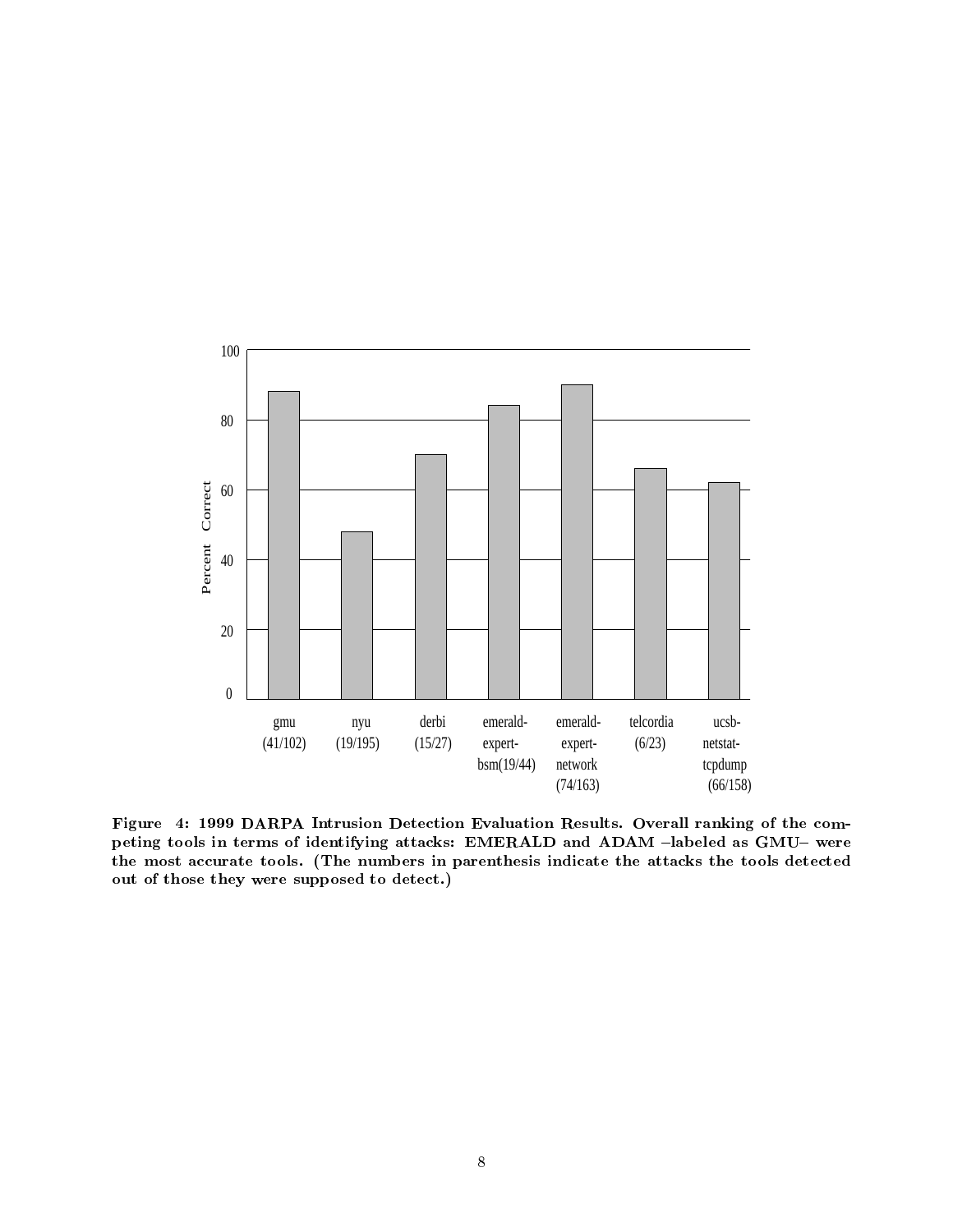Figure 4: 1999 DARPA Intrusion Detection Evaluation Results. Overall ranking of the competing tools in terms of identifying attacks: EMERALD and ADAM –labeled as GMU– were the most accurate tools. (The numbers in parenthesis indicate the attacks the tools detected out of those they were supposed to detect.)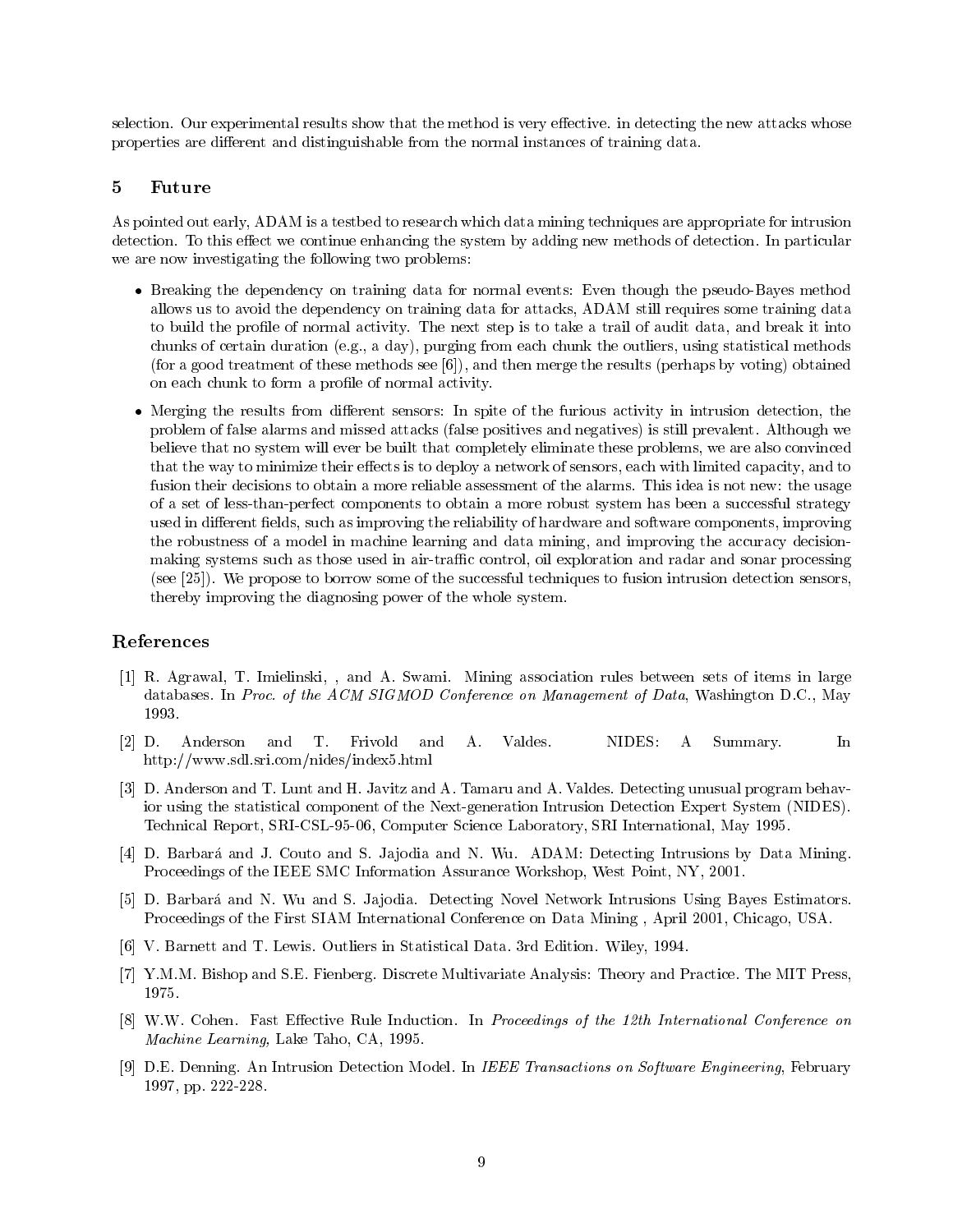selection. Our experimental results show that the method is very effective. in detecting the new attacks whose properties are different and distinguishable from the normal instances of training data.

## 5 Future

As pointed out early, ADAM is a testbed to research which data mining techniques are appropriate for intrusion detection. To this effect we continue enhancing the system by adding new methods of detection. In particular we are now investigating the following two problems:

- Breaking the dependency on training data for normal events: Even though the pseudo-Bayes method allows us to avoid the dependency on training data for attacks, ADAM still requires some training data to build the profile of normal activity. The next step is to take a trail of audit data, and break it into chunks of certain duration (e.g., a day), purging from each chunk the outliers, using statistical methods (for a good treatment of these methods see [6]), and then merge the results (perhaps by voting) obtained on each chunk to form a profile of normal activity.
- Merging the results from different sensors: In spite of the furious activity in intrusion detection, the problem of false alarms and missed attacks (false positives and negatives) is still prevalent. Although we believe that no system will ever be built that completely eliminate these problems, we are also convinced that the way to minimize their effects is to deploy a network of sensors, each with limited capacity, and to fusion their decisions to obtain a more reliable assessment of the alarms. This idea is not new: the usage of a set of less-than-perfect components to obtain a more robust system has been a successful strategy used in different fields, such as improving the reliability of hardware and software components, improving the robustness of a model in machine learning and data mining, and improving the accuracy decision-making systems such as those used in air-traffic control, oil exploration and radar and sonar processing (see [25]). We propose to borrow some of the successful techniques to fusion intrusion detection sensors, thereby improving the diagnosing power of the whole system.

## References

[1] R. Agrawal, T. Imielinski, , and A. Swami. Mining association rules between sets of items in large databases. In *Proc. of the ACM SIGMOD Conference on Management of Data*, Washington D.C., May 1993.

[2] D. Anderson and T. Frivold and A. Valdes. NIDES: A Summary. In http://www.sdl.sri.com/nides/index5.html

[3] D. Anderson and T. Lunt and H. Javitz and A. Tamaru and A. Valdes. Detecting unusual program behavior using the statistical component of the Next-generation Intrusion Detection Expert System (NIDES). Technical Report, SRI-CSL-95-06, Computer Science Laboratory, SRI International, May 1995.

[4] D. Barbará and J. Couto and S. Jajodia and N. Wu. ADAM: Detecting Intrusions by Data Mining. Proceedings of the IEEE SMC Information Assurance Workshop, West Point, NY, 2001.

[5] D. Barbará and N. Wu and S. Jajodia. Detecting Novel Network Intrusions Using Bayes Estimators. Proceedings of the First SIAM International Conference on Data Mining , April 2001, Chicago, USA.

[6] V. Barnett and T. Lewis. Outliers in Statistical Data. 3rd Edition. Wiley, 1994.

[7] Y.M.M. Bishop and S.E. Fienberg. Discrete Multivariate Analysis: Theory and Practice. The MIT Press, 1975.

[8] W.W. Cohen. Fast Effective Rule Induction. In *Proceedings of the 12th International Conference on Machine Learning,* Lake Taho, CA, 1995.

[9] D.E. Denning. An Intrusion Detection Model. In *IEEE Transactions on Software Engineering*, February 1997, pp. 222-228.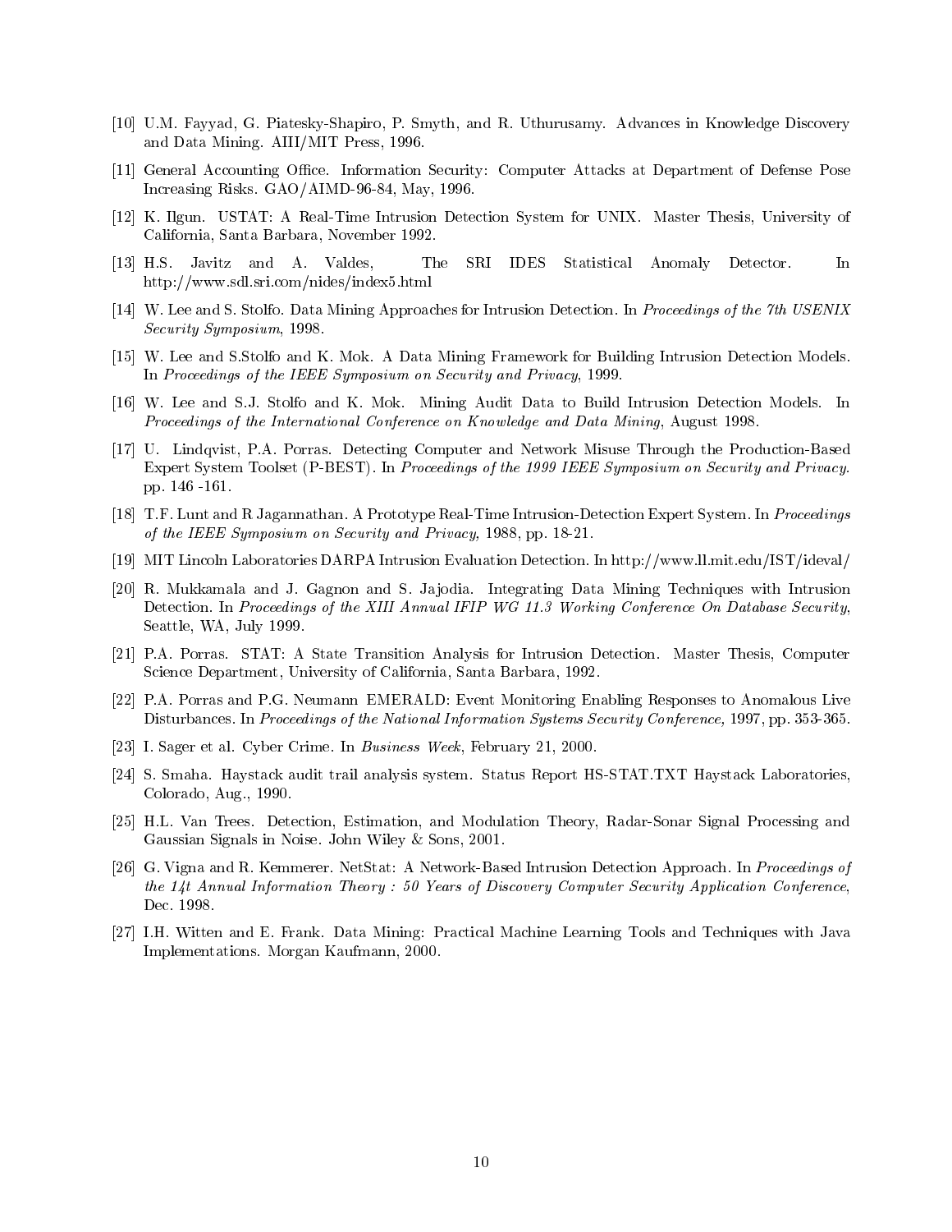[10] U.M. Fayyad, G. Piatesky-Shapiro, P. Smyth, and R. Uthurusamy. Advances in Knowledge Discovery and Data Mining. AIII/MIT Press, 1996.

[11] General Accounting Office. Information Security: Computer Attacks at Department of Defense Pose Increasing Risks. GAO/AIMD-96-84, May, 1996.

[12] K. Ilgun. USTAT: A Real-Time Intrusion Detection System for UNIX. Master Thesis, University of California, Santa Barbara, November 1992.

[13] H.S. Javitz and A. Valdes, The SRI IDES Statistical Anomaly Detector. In http://www.sdl.sri.com/nides/index5.html

[14] W. Lee and S. Stolfo. Data Mining Approaches for Intrusion Detection. In *Proceedings of the 7th USENIX Security Symposium*, 1998.

[15] W. Lee and S.Stolfo and K. Mok. A Data Mining Framework for Building Intrusion Detection Models. In *Proceedings of the IEEE Symposium on Security and Privacy*, 1999.

[16] W. Lee and S.J. Stolfo and K. Mok. Mining Audit Data to Build Intrusion Detection Models. In *Proceedings of the International Conference on Knowledge and Data Mining*, August 1998.

[17] U. Lindqvist, P.A. Porras. Detecting Computer and Network Misuse Through the Production-Based Expert System Toolset (P-BEST). In *Proceedings of the 1999 IEEE Symposium on Security and Privacy.* pp. 146 -161.

[18] T.F. Lunt and R Jagannathan. A Prototype Real-Time Intrusion-Detection Expert System. In *Proceedings of the IEEE Symposium on Security and Privacy,* 1988, pp. 18-21.

[19] MIT Lincoln Laboratories DARPA Intrusion Evaluation Detection. In http://www.ll.mit.edu/IST/ideval/

[20] R. Mukkamala and J. Gagnon and S. Jajodia. Integrating Data Mining Techniques with Intrusion Detection. In *Proceedings of the XIII Annual IFIP WG 11.3 Working Conference On Database Security*, Seattle, WA, July 1999.

[21] P.A. Porras. STAT: A State Transition Analysis for Intrusion Detection. Master Thesis, Computer Science Department, University of California, Santa Barbara, 1992.

[22] P.A. Porras and P.G. Neumann EMERALD: Event Monitoring Enabling Responses to Anomalous Live Disturbances. In *Proceedings of the National Information Systems Security Conference,* 1997, pp. 353-365.

[23] I. Sager et al. Cyber Crime. In *Business Week*, February 21, 2000.

[24] S. Smaha. Haystack audit trail analysis system. Status Report HS-STAT.TXT Haystack Laboratories, Colorado, Aug., 1990.

[25] H.L. Van Trees. Detection, Estimation, and Modulation Theory, Radar-Sonar Signal Processing and Gaussian Signals in Noise. John Wiley & Sons, 2001.

[26] G. Vigna and R. Kemmerer. NetStat: A Network-Based Intrusion Detection Approach. In *Proceedings of the 14t Annual Information Theory : 50 Years of Discovery Computer Security Application Conference*, Dec. 1998.

[27] I.H. Witten and E. Frank. Data Mining: Practical Machine Learning Tools and Techniques with Java Implementations. Morgan Kaufmann, 2000.